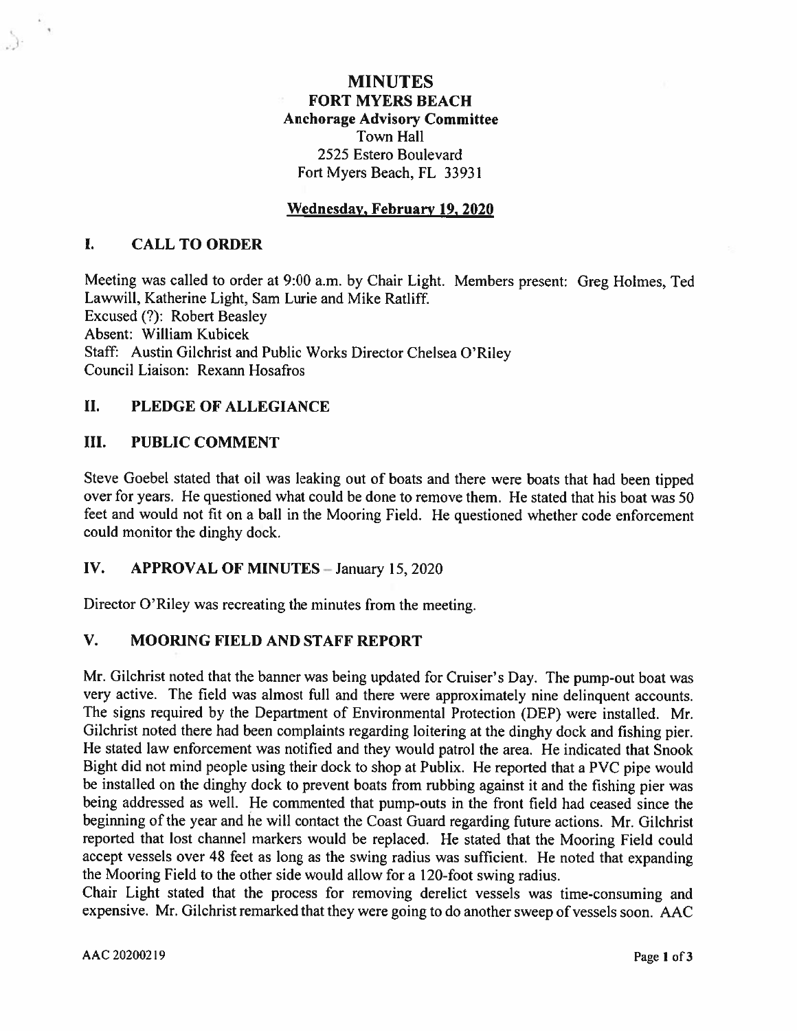# MINUTES

## FORT MYERS BEACH

### Anchorage Advisory Committee

Town Hall
2525 Estero Boulevard
Fort Myers Beach, FL 33931

**Wednesday, February 19, 2020**

## I. CALL TO ORDER

Meeting was called to order at 9:00 a.m. by Chair Light. Members present: Greg Holmes, Ted Lawwill, Katherine Light, Sam Lurie and Mike Ratliff.
Excused (?): Robert Beasley
Absent: William Kubicek
Staff: Austin Gilchrist and Public Works Director Chelsea O'Riley
Council Liaison: Rexann Hosafros

## II. PLEDGE OF ALLEGIANCE

## III. PUBLIC COMMENT

Steve Goebel stated that oil was leaking out of boats and there were boats that had been tipped over for years. He questioned what could be done to remove them. He stated that his boat was 50 feet and would not fit on a ball in the Mooring Field. He questioned whether code enforcement could monitor the dinghy dock.

## IV. APPROVAL OF MINUTES – January 15, 2020

Director O'Riley was recreating the minutes from the meeting.

## V. MOORING FIELD AND STAFF REPORT

Mr. Gilchrist noted that the banner was being updated for Cruiser's Day. The pump-out boat was very active. The field was almost full and there were approximately nine delinquent accounts. The signs required by the Department of Environmental Protection (DEP) were installed. Mr. Gilchrist noted there had been complaints regarding loitering at the dinghy dock and fishing pier. He stated law enforcement was notified and they would patrol the area. He indicated that Snook Bight did not mind people using their dock to shop at Publix. He reported that a PVC pipe would be installed on the dinghy dock to prevent boats from rubbing against it and the fishing pier was being addressed as well. He commented that pump-outs in the front field had ceased since the beginning of the year and he will contact the Coast Guard regarding future actions. Mr. Gilchrist reported that lost channel markers would be replaced. He stated that the Mooring Field could accept vessels over 48 feet as long as the swing radius was sufficient. He noted that expanding the Mooring Field to the other side would allow for a 120-foot swing radius.

Chair Light stated that the process for removing derelict vessels was time-consuming and expensive. Mr. Gilchrist remarked that they were going to do another sweep of vessels soon. AAC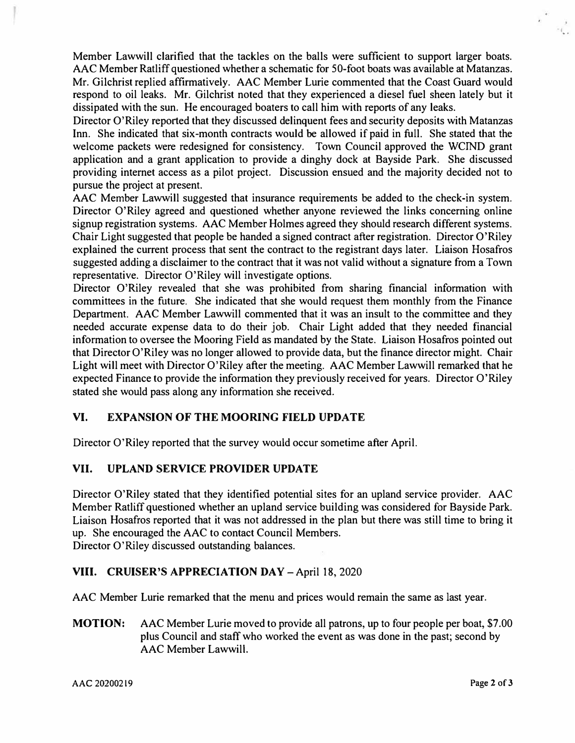Member Lawwill clarified that the tackles on the balls were sufficient to support larger boats. AAC Member Ratliff questioned whether a schematic for 50-foot boats was available at Matanzas. Mr. Gilchrist replied affirmatively. AAC Member Lurie commented that the Coast Guard would respond to oil leaks. Mr. Gilchrist noted that they experienced a diesel fuel sheen lately but it dissipated with the sun. He encouraged boaters to call him with reports of any leaks.

Director O'Riley reported that they discussed delinquent fees and security deposits with Matanzas Inn. She indicated that six-month contracts would be allowed if paid in full. She stated that the welcome packets were redesigned for consistency. Town Council approved the WCIND grant application and a grant application to provide a dinghy dock at Bayside Park. She discussed providing internet access as a pilot project. Discussion ensued and the majority decided not to pursue the project at present.

AAC Member Lawwill suggested that insurance requirements be added to the check-in system. Director O'Riley agreed and questioned whether anyone reviewed the links concerning online signup registration systems. AAC Member Holmes agreed they should research different systems. Chair Light suggested that people be handed a signed contract after registration. Director O'Riley explained the current process that sent the contract to the registrant days later. Liaison Hosafros suggested adding a disclaimer to the contract that it was not valid without a signature from a Town representative. Director O'Riley will investigate options.

Director O'Riley revealed that she was prohibited from sharing financial information with committees in the future. She indicated that she would request them monthly from the Finance Department. AAC Member Lawwill commented that it was an insult to the committee and they needed accurate expense data to do their job. Chair Light added that they needed financial information to oversee the Mooring Field as mandated by the State. Liaison Hosafros pointed out that Director O'Riley was no longer allowed to provide data, but the finance director might. Chair Light will meet with Director O'Riley after the meeting. AAC Member Lawwill remarked that he expected Finance to provide the information they previously received for years. Director O'Riley stated she would pass along any information she received.

## VI. EXPANSION OF THE MOORING FIELD UPDATE

Director O'Riley reported that the survey would occur sometime after April.

## VII. UPLAND SERVICE PROVIDER UPDATE

Director O'Riley stated that they identified potential sites for an upland service provider. AAC Member Ratliff questioned whether an upland service building was considered for Bayside Park. Liaison Hosafros reported that it was not addressed in the plan but there was still time to bring it up. She encouraged the AAC to contact Council Members.

Director O'Riley discussed outstanding balances.

## VIII. CRUISER'S APPRECIATION DAY – April 18, 2020

AAC Member Lurie remarked that the menu and prices would remain the same as last year.

**MOTION:** AAC Member Lurie moved to provide all patrons, up to four people per boat, $7.00 plus Council and staff who worked the event as was done in the past; second by AAC Member Lawwill.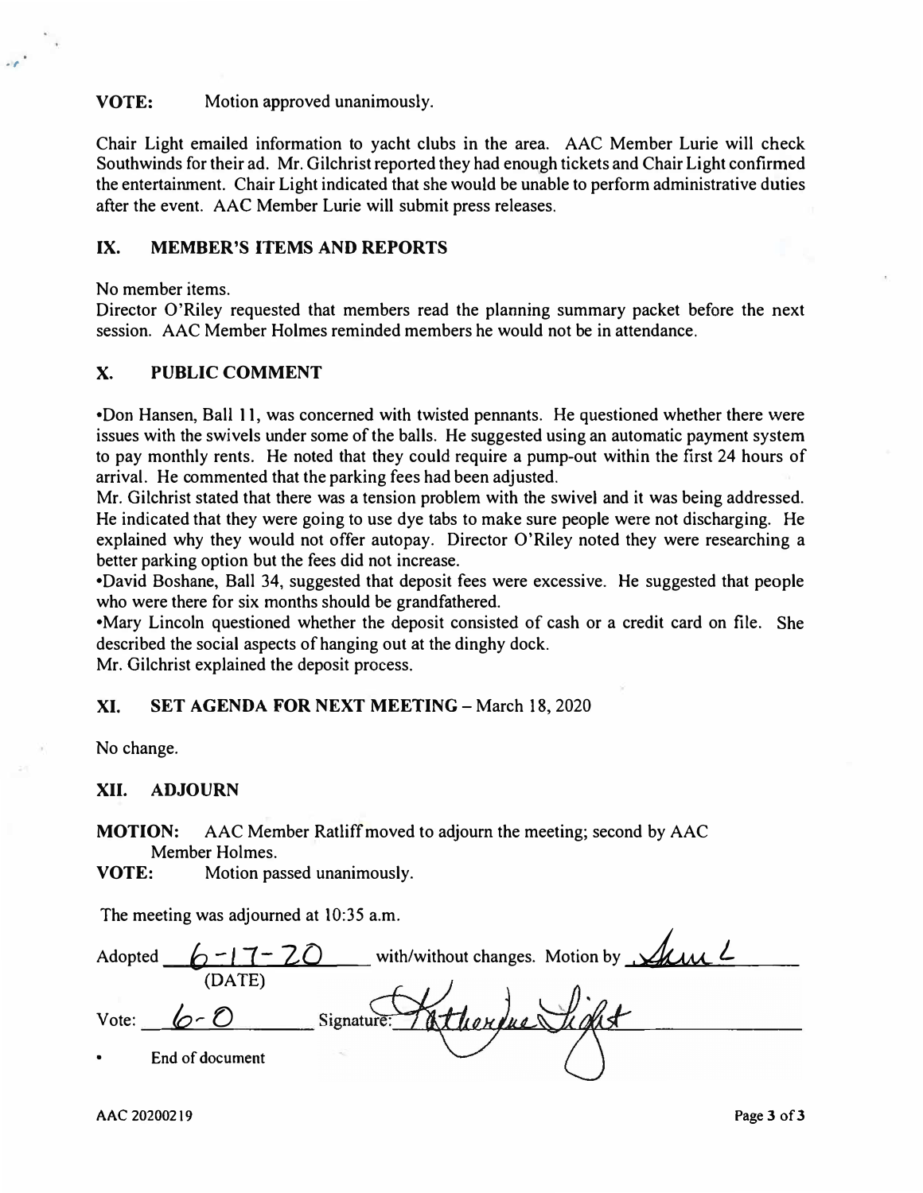**VOTE:** Motion approved unanimously.

Chair Light emailed information to yacht clubs in the area. AAC Member Lurie will check Southwinds for their ad. Mr. Gilchrist reported they had enough tickets and Chair Light confirmed the entertainment. Chair Light indicated that she would be unable to perform administrative duties after the event. AAC Member Lurie will submit press releases.

## IX. MEMBER'S ITEMS AND REPORTS

No member items.
Director O'Riley requested that members read the planning summary packet before the next session. AAC Member Holmes reminded members he would not be in attendance.

## X. PUBLIC COMMENT

•Don Hansen, Ball 11, was concerned with twisted pennants. He questioned whether there were issues with the swivels under some of the balls. He suggested using an automatic payment system to pay monthly rents. He noted that they could require a pump-out within the first 24 hours of arrival. He commented that the parking fees had been adjusted.
Mr. Gilchrist stated that there was a tension problem with the swivel and it was being addressed. He indicated that they were going to use dye tabs to make sure people were not discharging. He explained why they would not offer autopay. Director O'Riley noted they were researching a better parking option but the fees did not increase.
•David Boshane, Ball 34, suggested that deposit fees were excessive. He suggested that people who were there for six months should be grandfathered.
•Mary Lincoln questioned whether the deposit consisted of cash or a credit card on file. She described the social aspects of hanging out at the dinghy dock.
Mr. Gilchrist explained the deposit process.

## XI. SET AGENDA FOR NEXT MEETING – March 18, 2020

No change.

## XII. ADJOURN

**MOTION:** AAC Member Ratliff moved to adjourn the meeting; second by AAC Member Holmes.
**VOTE:** Motion passed unanimously.

The meeting was adjourned at 10:35 a.m.

Adopted 6-17-20 with/without changes. Motion by Ann L
(DATE)

Vote: 6-0 Signature: Katherine Light

• End of document